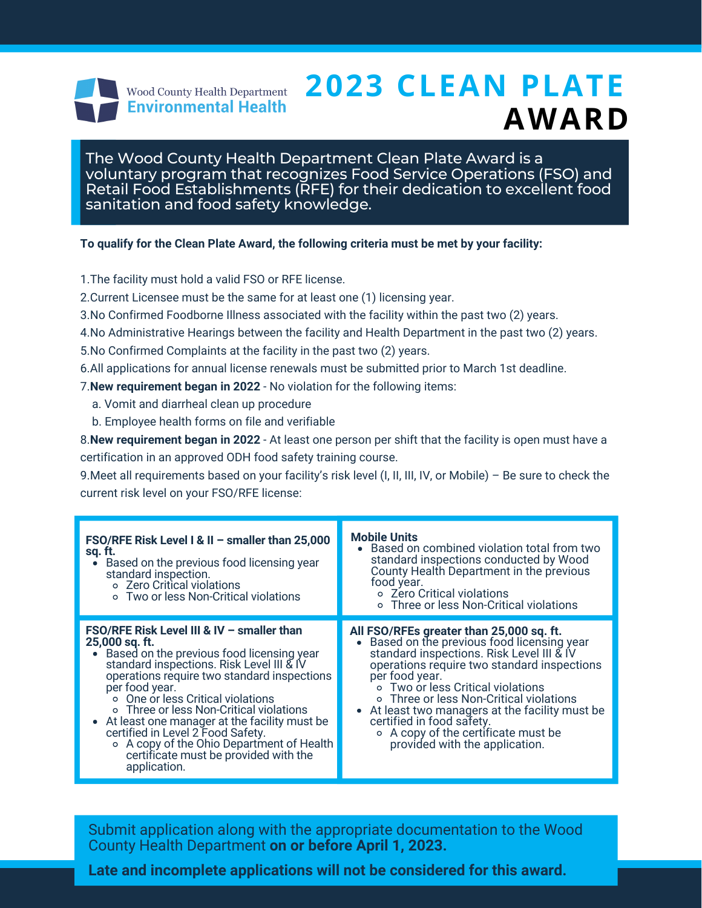Wood County Health Department
Environmental Health

# 2023 CLEAN PLATE AWARD

The Wood County Health Department Clean Plate Award is a voluntary program that recognizes Food Service Operations (FSO) and Retail Food Establishments (RFE) for their dedication to excellent food sanitation and food safety knowledge.

**To qualify for the Clean Plate Award, the following criteria must be met by your facility:**

1. The facility must hold a valid FSO or RFE license.
2. Current Licensee must be the same for at least one (1) licensing year.
3. No Confirmed Foodborne Illness associated with the facility within the past two (2) years.
4. No Administrative Hearings between the facility and Health Department in the past two (2) years.
5. No Confirmed Complaints at the facility in the past two (2) years.
6. All applications for annual license renewals must be submitted prior to March 1st deadline.
7. **New requirement began in 2022** - No violation for the following items:
   a. Vomit and diarrheal clean up procedure
   b. Employee health forms on file and verifiable
8. **New requirement began in 2022** - At least one person per shift that the facility is open must have a certification in an approved ODH food safety training course.
9. Meet all requirements based on your facility's risk level (I, II, III, IV, or Mobile) – Be sure to check the current risk level on your FSO/RFE license:

**FSO/RFE Risk Level I & II – smaller than 25,000 sq. ft.**
- Based on the previous food licensing year standard inspection.
  - Zero Critical violations
  - Two or less Non-Critical violations

**Mobile Units**
- Based on combined violation total from two standard inspections conducted by Wood County Health Department in the previous food year.
  - Zero Critical violations
  - Three or less Non-Critical violations

**FSO/RFE Risk Level III & IV – smaller than 25,000 sq. ft.**
- Based on the previous food licensing year standard inspections. Risk Level III & IV operations require two standard inspections per food year.
  - One or less Critical violations
  - Three or less Non-Critical violations
- At least one manager at the facility must be certified in Level 2 Food Safety.
  - A copy of the Ohio Department of Health certificate must be provided with the application.

**All FSO/RFEs greater than 25,000 sq. ft.**
- Based on the previous food licensing year standard inspections. Risk Level III & IV operations require two standard inspections per food year.
  - Two or less Critical violations
  - Three or less Non-Critical violations
- At least two managers at the facility must be certified in food safety.
  - A copy of the certificate must be provided with the application.

Submit application along with the appropriate documentation to the Wood County Health Department **on or before April 1, 2023.**

**Late and incomplete applications will not be considered for this award.**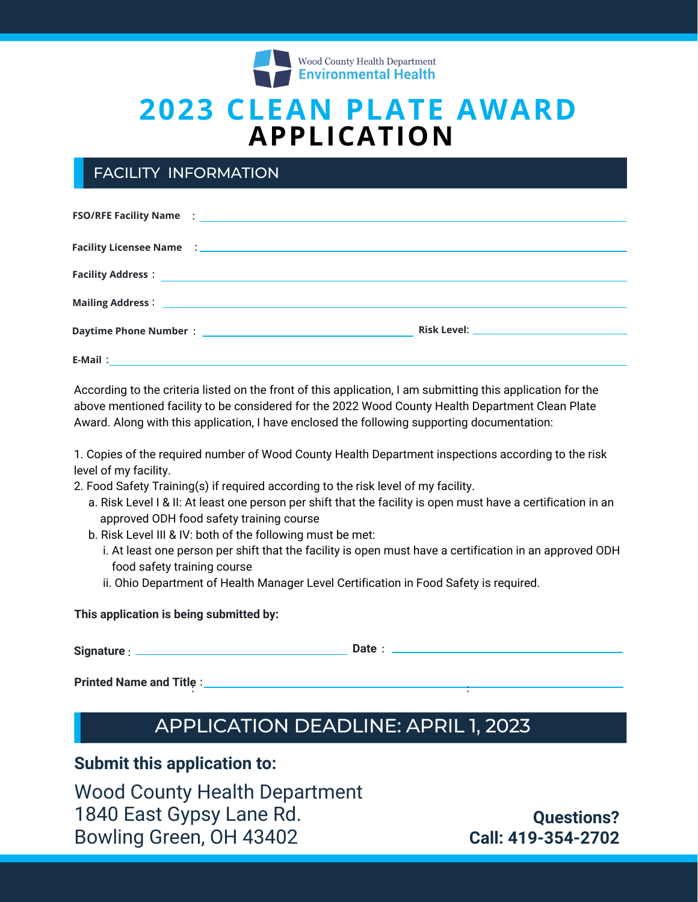Wood County Health Department
Environmental Health

# 2023 CLEAN PLATE AWARD APPLICATION

## FACILITY INFORMATION

**FSO/RFE Facility Name** : ______________________________

**Facility Licensee Name** : ______________________________

**Facility Address** : ______________________________

**Mailing Address** : ______________________________

**Daytime Phone Number** : ____________________ **Risk Level:** ____________________

**E-Mail** : ______________________________

According to the criteria listed on the front of this application, I am submitting this application for the above mentioned facility to be considered for the 2022 Wood County Health Department Clean Plate Award. Along with this application, I have enclosed the following supporting documentation:

1. Copies of the required number of Wood County Health Department inspections according to the risk level of my facility.
2. Food Safety Training(s) if required according to the risk level of my facility.
   a. Risk Level I & II: At least one person per shift that the facility is open must have a certification in an approved ODH food safety training course
   b. Risk Level III & IV: both of the following must be met:
      i. At least one person per shift that the facility is open must have a certification in an approved ODH food safety training course
      ii. Ohio Department of Health Manager Level Certification in Food Safety is required.

**This application is being submitted by:**

**Signature** : ____________________ **Date** : ____________________

**Printed Name and Title** : ______________________________

## APPLICATION DEADLINE: APRIL 1, 2023

### Submit this application to:

Wood County Health Department
1840 East Gypsy Lane Rd.
Bowling Green, OH 43402

**Questions?**
**Call: 419-354-2702**